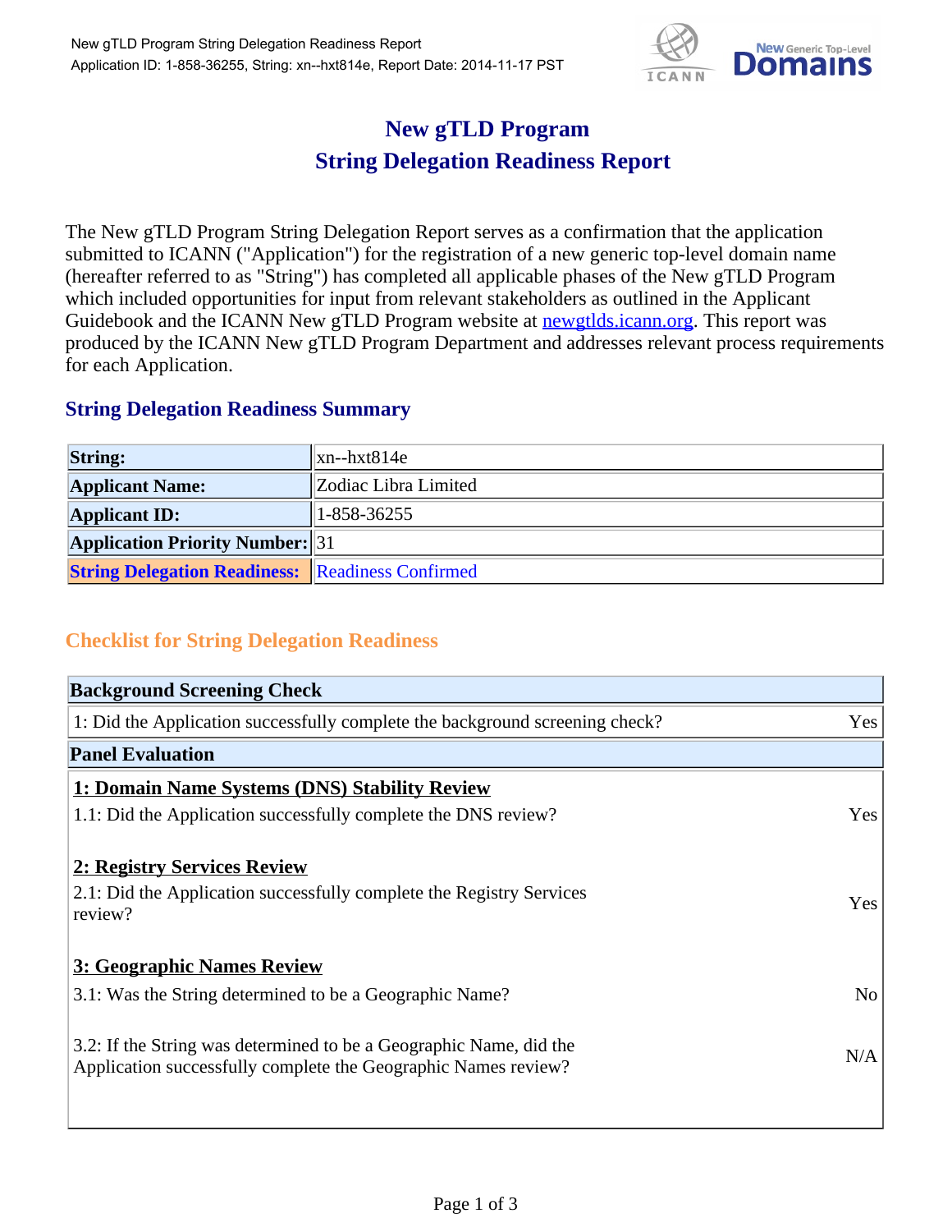# New gTLD Program
# String Delegation Readiness Report

The New gTLD Program String Delegation Report serves as a confirmation that the application submitted to ICANN ("Application") for the registration of a new generic top-level domain name (hereafter referred to as "String") has completed all applicable phases of the New gTLD Program which included opportunities for input from relevant stakeholders as outlined in the Applicant Guidebook and the ICANN New gTLD Program website at newgtlds.icann.org. This report was produced by the ICANN New gTLD Program Department and addresses relevant process requirements for each Application.

## String Delegation Readiness Summary

| | |
|---|---|
| **String:** | xn--hxt814e |
| **Applicant Name:** | Zodiac Libra Limited |
| **Applicant ID:** | 1-858-36255 |
| **Application Priority Number:** | 31 |
| **String Delegation Readiness:** | Readiness Confirmed |

## Checklist for String Delegation Readiness

| **Background Screening Check** | |
|---|---|
| 1: Did the Application successfully complete the background screening check? | Yes |

| **Panel Evaluation** | |
|---|---|
| **1: Domain Name Systems (DNS) Stability Review** | |
| 1.1: Did the Application successfully complete the DNS review? | Yes |
| **2: Registry Services Review** | |
| 2.1: Did the Application successfully complete the Registry Services review? | Yes |
| **3: Geographic Names Review** | |
| 3.1: Was the String determined to be a Geographic Name? | No |
| 3.2: If the String was determined to be a Geographic Name, did the Application successfully complete the Geographic Names review? | N/A |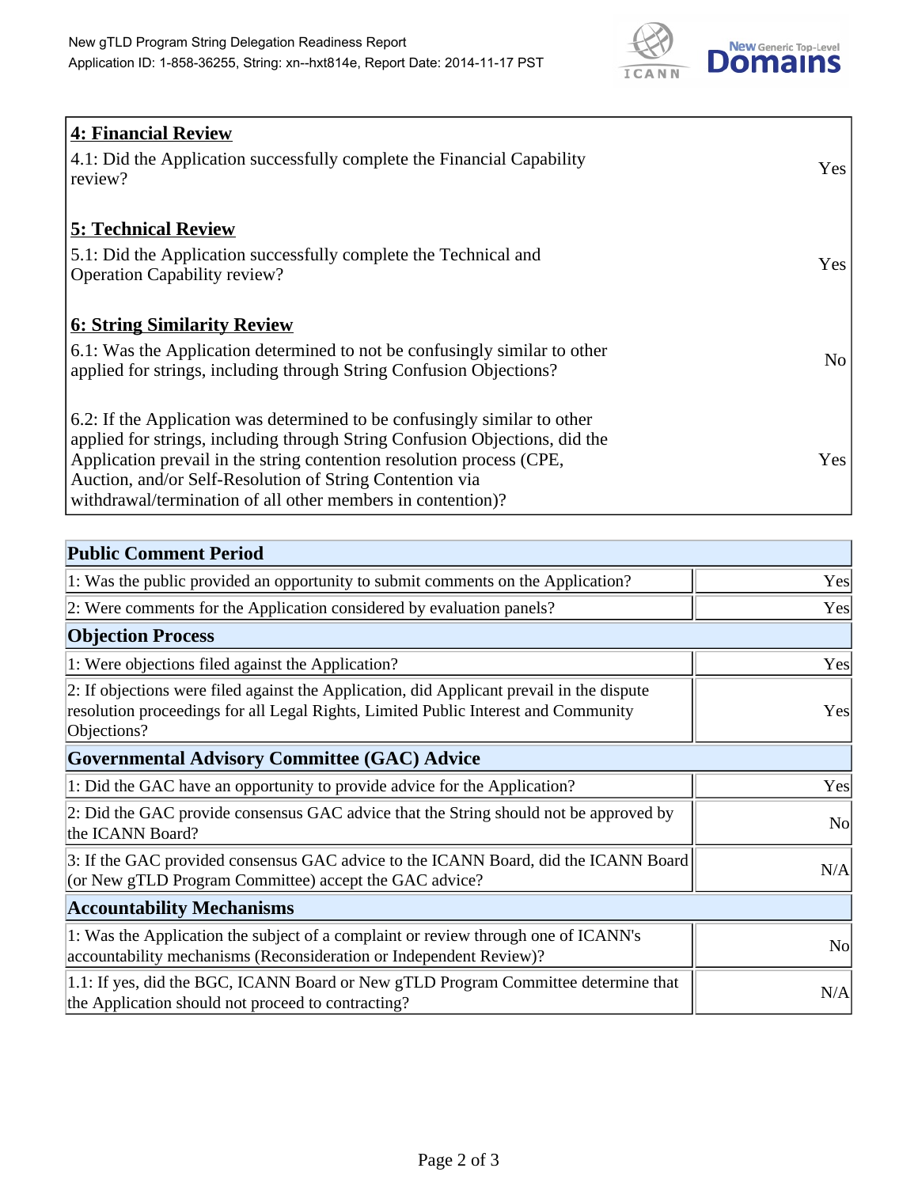| **4: Financial Review** | |
|---|---|
| 4.1: Did the Application successfully complete the Financial Capability review? | Yes |
| **5: Technical Review** | |
| 5.1: Did the Application successfully complete the Technical and Operation Capability review? | Yes |
| **6: String Similarity Review** | |
| 6.1: Was the Application determined to not be confusingly similar to other applied for strings, including through String Confusion Objections? | No |
| 6.2: If the Application was determined to be confusingly similar to other applied for strings, including through String Confusion Objections, did the Application prevail in the string contention resolution process (CPE, Auction, and/or Self-Resolution of String Contention via withdrawal/termination of all other members in contention)? | Yes |

| **Public Comment Period** | |
|---|---|
| 1: Was the public provided an opportunity to submit comments on the Application? | Yes |
| 2: Were comments for the Application considered by evaluation panels? | Yes |
| **Objection Process** | |
| 1: Were objections filed against the Application? | Yes |
| 2: If objections were filed against the Application, did Applicant prevail in the dispute resolution proceedings for all Legal Rights, Limited Public Interest and Community Objections? | Yes |
| **Governmental Advisory Committee (GAC) Advice** | |
| 1: Did the GAC have an opportunity to provide advice for the Application? | Yes |
| 2: Did the GAC provide consensus GAC advice that the String should not be approved by the ICANN Board? | No |
| 3: If the GAC provided consensus GAC advice to the ICANN Board, did the ICANN Board (or New gTLD Program Committee) accept the GAC advice? | N/A |
| **Accountability Mechanisms** | |
| 1: Was the Application the subject of a complaint or review through one of ICANN's accountability mechanisms (Reconsideration or Independent Review)? | No |
| 1.1: If yes, did the BGC, ICANN Board or New gTLD Program Committee determine that the Application should not proceed to contracting? | N/A |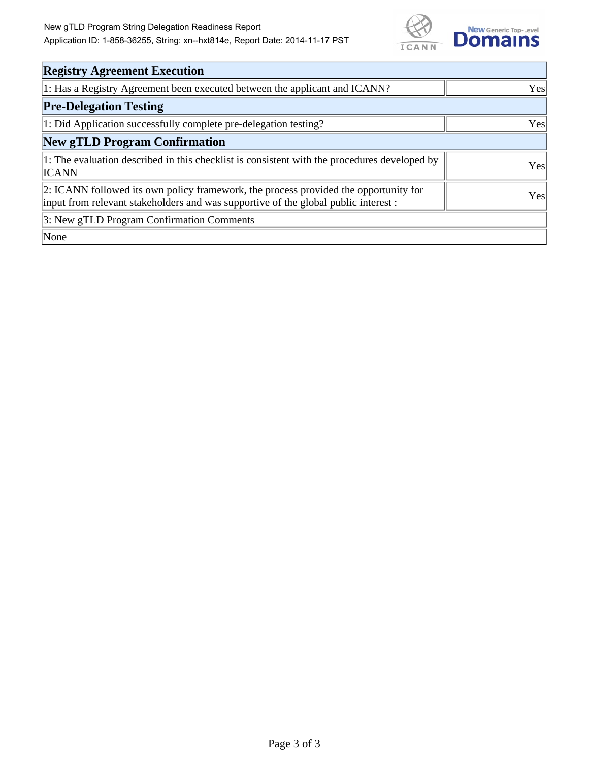| Registry Agreement Execution | |
|---|---|
| 1: Has a Registry Agreement been executed between the applicant and ICANN? | Yes |

| Pre-Delegation Testing | |
|---|---|
| 1: Did Application successfully complete pre-delegation testing? | Yes |

| New gTLD Program Confirmation | |
|---|---|
| 1: The evaluation described in this checklist is consistent with the procedures developed by ICANN | Yes |
| 2: ICANN followed its own policy framework, the process provided the opportunity for input from relevant stakeholders and was supportive of the global public interest : | Yes |
| 3: New gTLD Program Confirmation Comments | |
| None | |